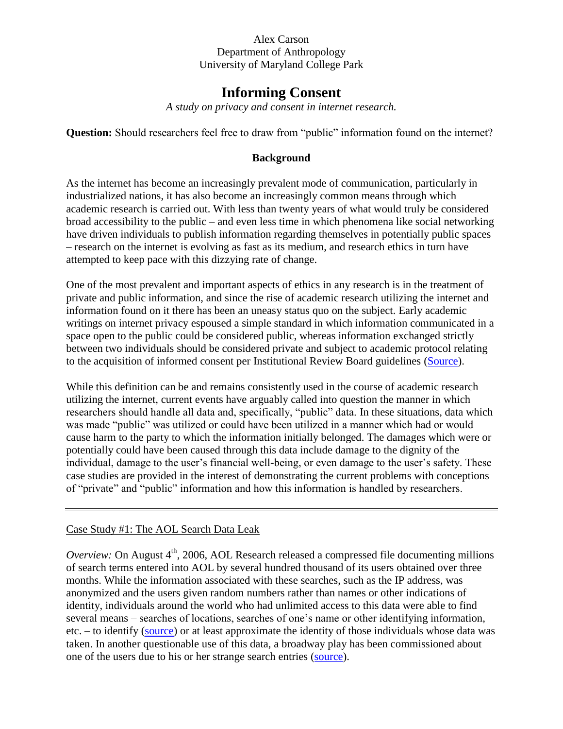Alex Carson
Department of Anthropology
University of Maryland College Park

# Informing Consent

*A study on privacy and consent in internet research.*

**Question:** Should researchers feel free to draw from "public" information found on the internet?

## Background

As the internet has become an increasingly prevalent mode of communication, particularly in industrialized nations, it has also become an increasingly common means through which academic research is carried out. With less than twenty years of what would truly be considered broad accessibility to the public – and even less time in which phenomena like social networking have driven individuals to publish information regarding themselves in potentially public spaces – research on the internet is evolving as fast as its medium, and research ethics in turn have attempted to keep pace with this dizzying rate of change.

One of the most prevalent and important aspects of ethics in any research is in the treatment of private and public information, and since the rise of academic research utilizing the internet and information found on it there has been an uneasy status quo on the subject. Early academic writings on internet privacy espoused a simple standard in which information communicated in a space open to the public could be considered public, whereas information exchanged strictly between two individuals should be considered private and subject to academic protocol relating to the acquisition of informed consent per Institutional Review Board guidelines (Source).

While this definition can be and remains consistently used in the course of academic research utilizing the internet, current events have arguably called into question the manner in which researchers should handle all data and, specifically, "public" data. In these situations, data which was made "public" was utilized or could have been utilized in a manner which had or would cause harm to the party to which the information initially belonged. The damages which were or potentially could have been caused through this data include damage to the dignity of the individual, damage to the user's financial well-being, or even damage to the user's safety. These case studies are provided in the interest of demonstrating the current problems with conceptions of "private" and "public" information and how this information is handled by researchers.

---

Case Study #1: The AOL Search Data Leak

*Overview:* On August 4th, 2006, AOL Research released a compressed file documenting millions of search terms entered into AOL by several hundred thousand of its users obtained over three months. While the information associated with these searches, such as the IP address, was anonymized and the users given random numbers rather than names or other indications of identity, individuals around the world who had unlimited access to this data were able to find several means – searches of locations, searches of one's name or other identifying information, etc. – to identify (source) or at least approximate the identity of those individuals whose data was taken. In another questionable use of this data, a broadway play has been commissioned about one of the users due to his or her strange search entries (source).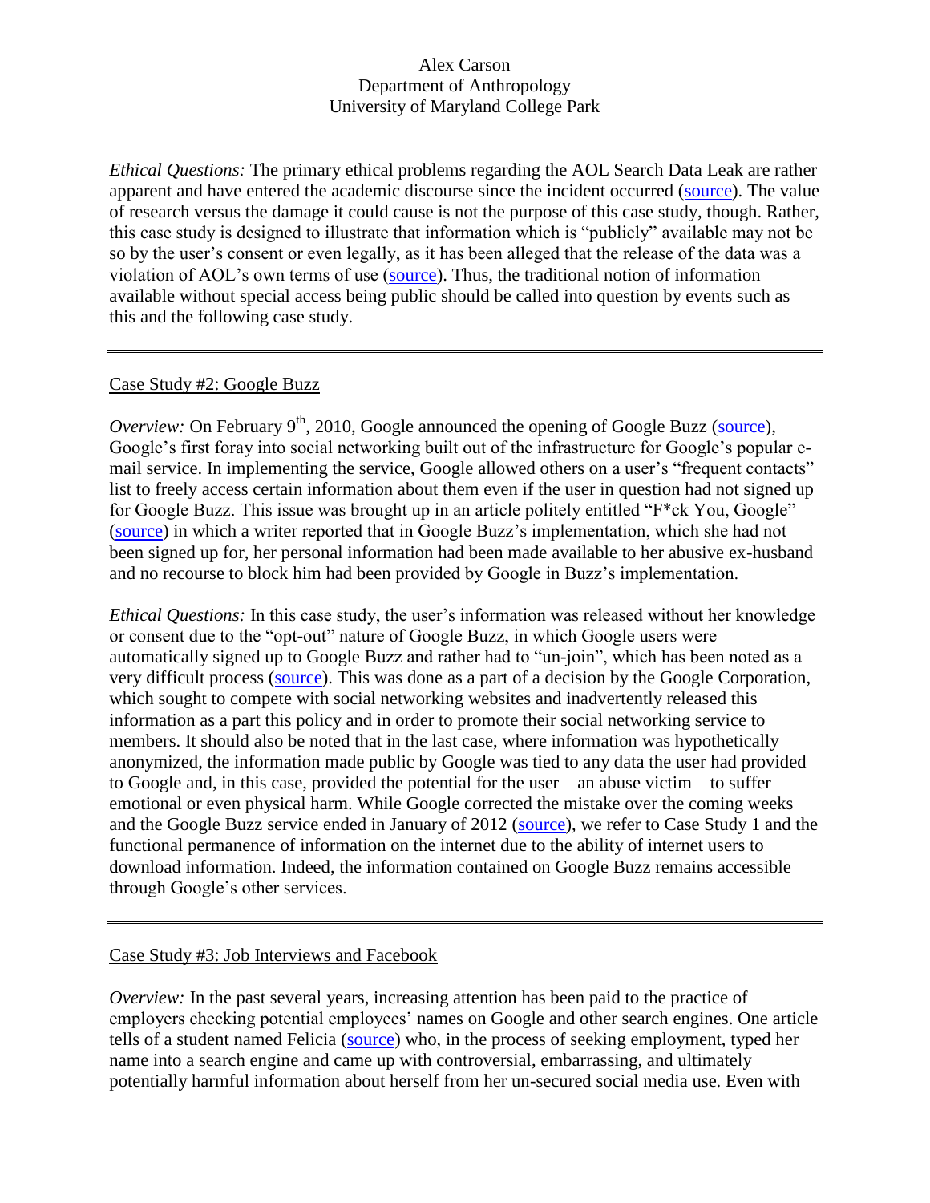Alex Carson
Department of Anthropology
University of Maryland College Park

*Ethical Questions:* The primary ethical problems regarding the AOL Search Data Leak are rather apparent and have entered the academic discourse since the incident occurred (source). The value of research versus the damage it could cause is not the purpose of this case study, though. Rather, this case study is designed to illustrate that information which is "publicly" available may not be so by the user's consent or even legally, as it has been alleged that the release of the data was a violation of AOL's own terms of use (source). Thus, the traditional notion of information available without special access being public should be called into question by events such as this and the following case study.

---

## Case Study #2: Google Buzz

*Overview:* On February 9th, 2010, Google announced the opening of Google Buzz (source), Google's first foray into social networking built out of the infrastructure for Google's popular e-mail service. In implementing the service, Google allowed others on a user's "frequent contacts" list to freely access certain information about them even if the user in question had not signed up for Google Buzz. This issue was brought up in an article politely entitled "F*ck You, Google" (source) in which a writer reported that in Google Buzz's implementation, which she had not been signed up for, her personal information had been made available to her abusive ex-husband and no recourse to block him had been provided by Google in Buzz's implementation.

*Ethical Questions:* In this case study, the user's information was released without her knowledge or consent due to the "opt-out" nature of Google Buzz, in which Google users were automatically signed up to Google Buzz and rather had to "un-join", which has been noted as a very difficult process (source). This was done as a part of a decision by the Google Corporation, which sought to compete with social networking websites and inadvertently released this information as a part this policy and in order to promote their social networking service to members. It should also be noted that in the last case, where information was hypothetically anonymized, the information made public by Google was tied to any data the user had provided to Google and, in this case, provided the potential for the user – an abuse victim – to suffer emotional or even physical harm. While Google corrected the mistake over the coming weeks and the Google Buzz service ended in January of 2012 (source), we refer to Case Study 1 and the functional permanence of information on the internet due to the ability of internet users to download information. Indeed, the information contained on Google Buzz remains accessible through Google's other services.

---

## Case Study #3: Job Interviews and Facebook

*Overview:* In the past several years, increasing attention has been paid to the practice of employers checking potential employees' names on Google and other search engines. One article tells of a student named Felicia (source) who, in the process of seeking employment, typed her name into a search engine and came up with controversial, embarrassing, and ultimately potentially harmful information about herself from her un-secured social media use. Even with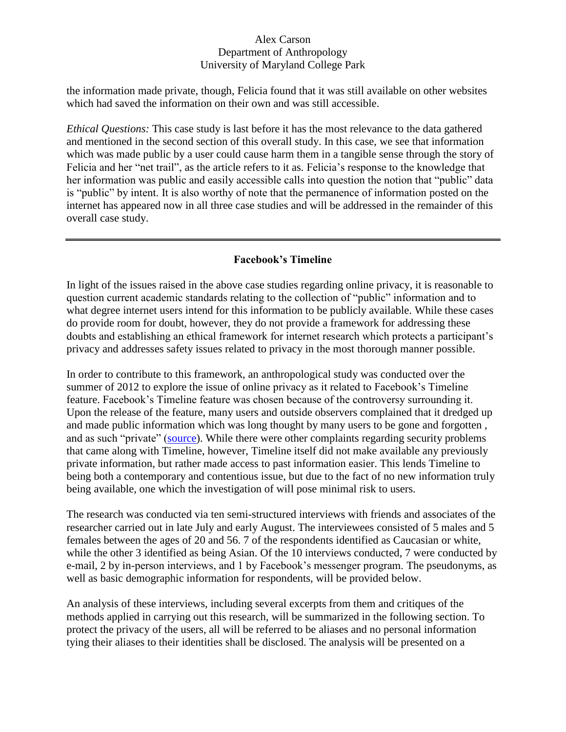the information made private, though, Felicia found that it was still available on other websites which had saved the information on their own and was still accessible.

*Ethical Questions:* This case study is last before it has the most relevance to the data gathered and mentioned in the second section of this overall study. In this case, we see that information which was made public by a user could cause harm them in a tangible sense through the story of Felicia and her "net trail", as the article refers to it as. Felicia's response to the knowledge that her information was public and easily accessible calls into question the notion that "public" data is "public" by intent. It is also worthy of note that the permanence of information posted on the internet has appeared now in all three case studies and will be addressed in the remainder of this overall case study.

---

## Facebook's Timeline

In light of the issues raised in the above case studies regarding online privacy, it is reasonable to question current academic standards relating to the collection of "public" information and to what degree internet users intend for this information to be publicly available. While these cases do provide room for doubt, however, they do not provide a framework for addressing these doubts and establishing an ethical framework for internet research which protects a participant's privacy and addresses safety issues related to privacy in the most thorough manner possible.

In order to contribute to this framework, an anthropological study was conducted over the summer of 2012 to explore the issue of online privacy as it related to Facebook's Timeline feature. Facebook's Timeline feature was chosen because of the controversy surrounding it. Upon the release of the feature, many users and outside observers complained that it dredged up and made public information which was long thought by many users to be gone and forgotten , and as such "private" (source). While there were other complaints regarding security problems that came along with Timeline, however, Timeline itself did not make available any previously private information, but rather made access to past information easier. This lends Timeline to being both a contemporary and contentious issue, but due to the fact of no new information truly being available, one which the investigation of will pose minimal risk to users.

The research was conducted via ten semi-structured interviews with friends and associates of the researcher carried out in late July and early August. The interviewees consisted of 5 males and 5 females between the ages of 20 and 56. 7 of the respondents identified as Caucasian or white, while the other 3 identified as being Asian. Of the 10 interviews conducted, 7 were conducted by e-mail, 2 by in-person interviews, and 1 by Facebook's messenger program. The pseudonyms, as well as basic demographic information for respondents, will be provided below.

An analysis of these interviews, including several excerpts from them and critiques of the methods applied in carrying out this research, will be summarized in the following section. To protect the privacy of the users, all will be referred to be aliases and no personal information tying their aliases to their identities shall be disclosed. The analysis will be presented on a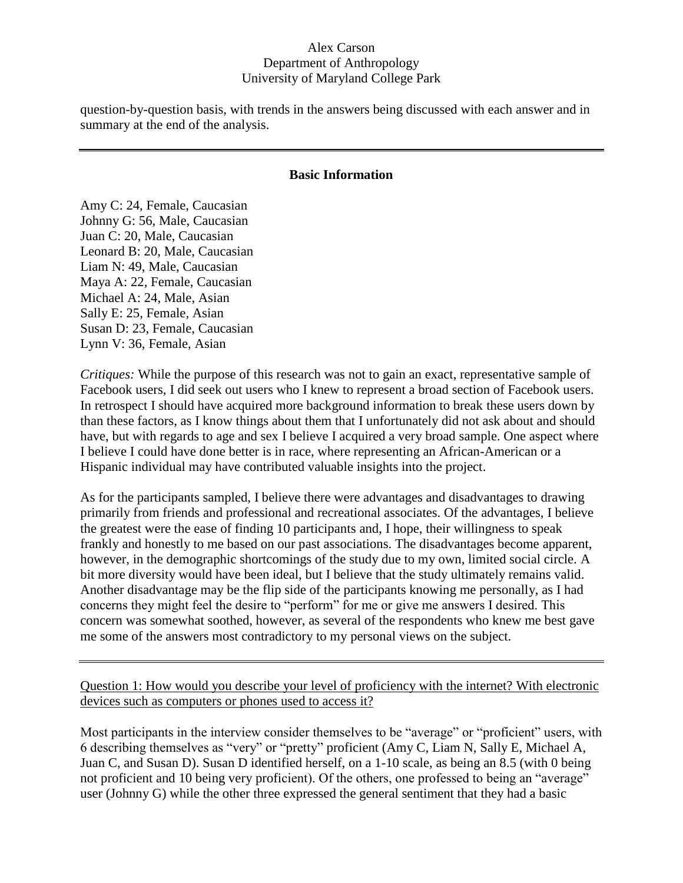question-by-question basis, with trends in the answers being discussed with each answer and in summary at the end of the analysis.

---

## Basic Information

Amy C: 24, Female, Caucasian
Johnny G: 56, Male, Caucasian
Juan C: 20, Male, Caucasian
Leonard B: 20, Male, Caucasian
Liam N: 49, Male, Caucasian
Maya A: 22, Female, Caucasian
Michael A: 24, Male, Asian
Sally E: 25, Female, Asian
Susan D: 23, Female, Caucasian
Lynn V: 36, Female, Asian

*Critiques:* While the purpose of this research was not to gain an exact, representative sample of Facebook users, I did seek out users who I knew to represent a broad section of Facebook users. In retrospect I should have acquired more background information to break these users down by than these factors, as I know things about them that I unfortunately did not ask about and should have, but with regards to age and sex I believe I acquired a very broad sample. One aspect where I believe I could have done better is in race, where representing an African-American or a Hispanic individual may have contributed valuable insights into the project.

As for the participants sampled, I believe there were advantages and disadvantages to drawing primarily from friends and professional and recreational associates. Of the advantages, I believe the greatest were the ease of finding 10 participants and, I hope, their willingness to speak frankly and honestly to me based on our past associations. The disadvantages become apparent, however, in the demographic shortcomings of the study due to my own, limited social circle. A bit more diversity would have been ideal, but I believe that the study ultimately remains valid. Another disadvantage may be the flip side of the participants knowing me personally, as I had concerns they might feel the desire to "perform" for me or give me answers I desired. This concern was somewhat soothed, however, as several of the respondents who knew me best gave me some of the answers most contradictory to my personal views on the subject.

---

<u>Question 1: How would you describe your level of proficiency with the internet? With electronic devices such as computers or phones used to access it?</u>

Most participants in the interview consider themselves to be "average" or "proficient" users, with 6 describing themselves as "very" or "pretty" proficient (Amy C, Liam N, Sally E, Michael A, Juan C, and Susan D). Susan D identified herself, on a 1-10 scale, as being an 8.5 (with 0 being not proficient and 10 being very proficient). Of the others, one professed to being an "average" user (Johnny G) while the other three expressed the general sentiment that they had a basic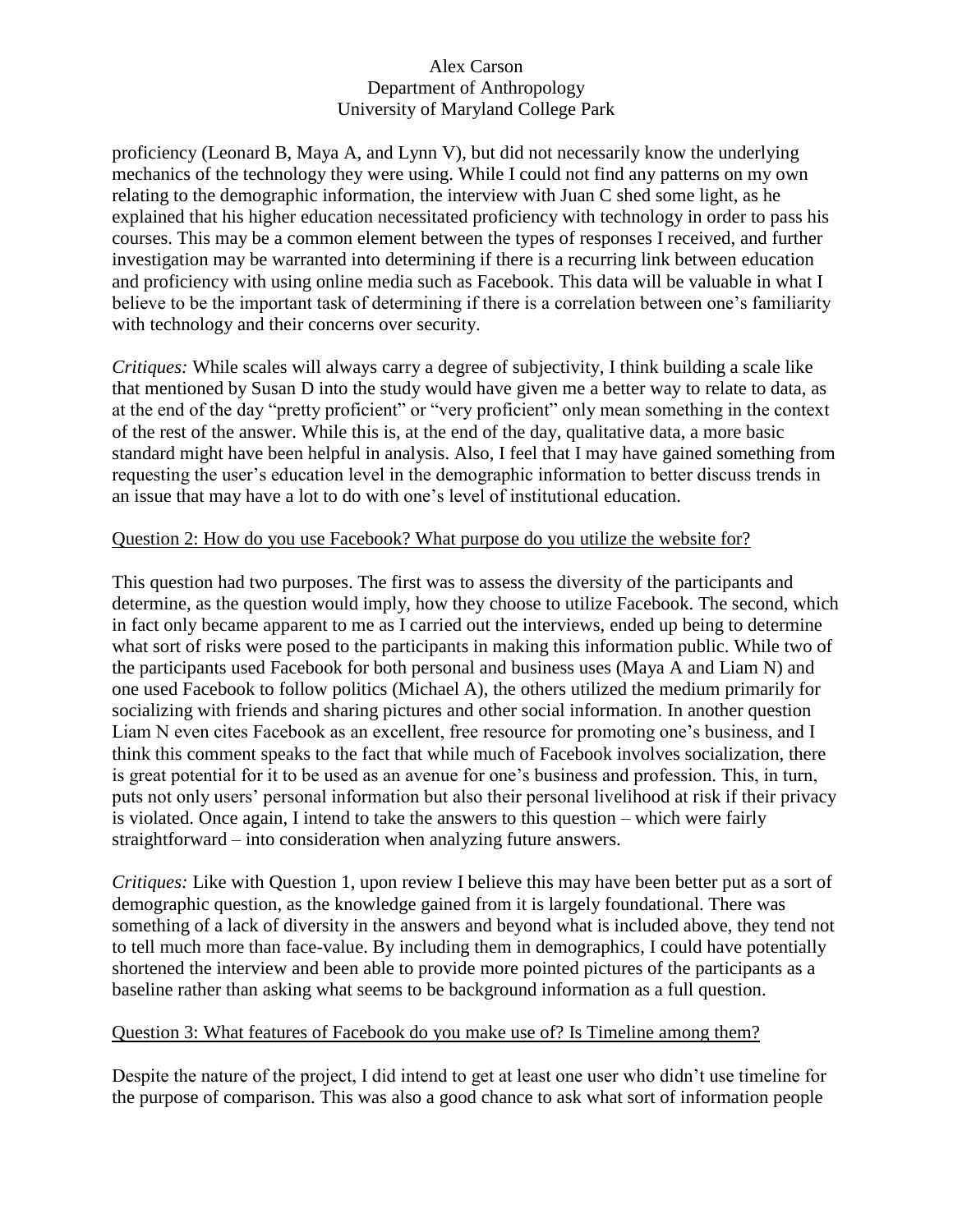proficiency (Leonard B, Maya A, and Lynn V), but did not necessarily know the underlying mechanics of the technology they were using. While I could not find any patterns on my own relating to the demographic information, the interview with Juan C shed some light, as he explained that his higher education necessitated proficiency with technology in order to pass his courses. This may be a common element between the types of responses I received, and further investigation may be warranted into determining if there is a recurring link between education and proficiency with using online media such as Facebook. This data will be valuable in what I believe to be the important task of determining if there is a correlation between one's familiarity with technology and their concerns over security.

*Critiques:* While scales will always carry a degree of subjectivity, I think building a scale like that mentioned by Susan D into the study would have given me a better way to relate to data, as at the end of the day "pretty proficient" or "very proficient" only mean something in the context of the rest of the answer. While this is, at the end of the day, qualitative data, a more basic standard might have been helpful in analysis. Also, I feel that I may have gained something from requesting the user's education level in the demographic information to better discuss trends in an issue that may have a lot to do with one's level of institutional education.

<u>Question 2: How do you use Facebook? What purpose do you utilize the website for?</u>

This question had two purposes. The first was to assess the diversity of the participants and determine, as the question would imply, how they choose to utilize Facebook. The second, which in fact only became apparent to me as I carried out the interviews, ended up being to determine what sort of risks were posed to the participants in making this information public. While two of the participants used Facebook for both personal and business uses (Maya A and Liam N) and one used Facebook to follow politics (Michael A), the others utilized the medium primarily for socializing with friends and sharing pictures and other social information. In another question Liam N even cites Facebook as an excellent, free resource for promoting one's business, and I think this comment speaks to the fact that while much of Facebook involves socialization, there is great potential for it to be used as an avenue for one's business and profession. This, in turn, puts not only users' personal information but also their personal livelihood at risk if their privacy is violated. Once again, I intend to take the answers to this question – which were fairly straightforward – into consideration when analyzing future answers.

*Critiques:* Like with Question 1, upon review I believe this may have been better put as a sort of demographic question, as the knowledge gained from it is largely foundational. There was something of a lack of diversity in the answers and beyond what is included above, they tend not to tell much more than face-value. By including them in demographics, I could have potentially shortened the interview and been able to provide more pointed pictures of the participants as a baseline rather than asking what seems to be background information as a full question.

<u>Question 3: What features of Facebook do you make use of? Is Timeline among them?</u>

Despite the nature of the project, I did intend to get at least one user who didn't use timeline for the purpose of comparison. This was also a good chance to ask what sort of information people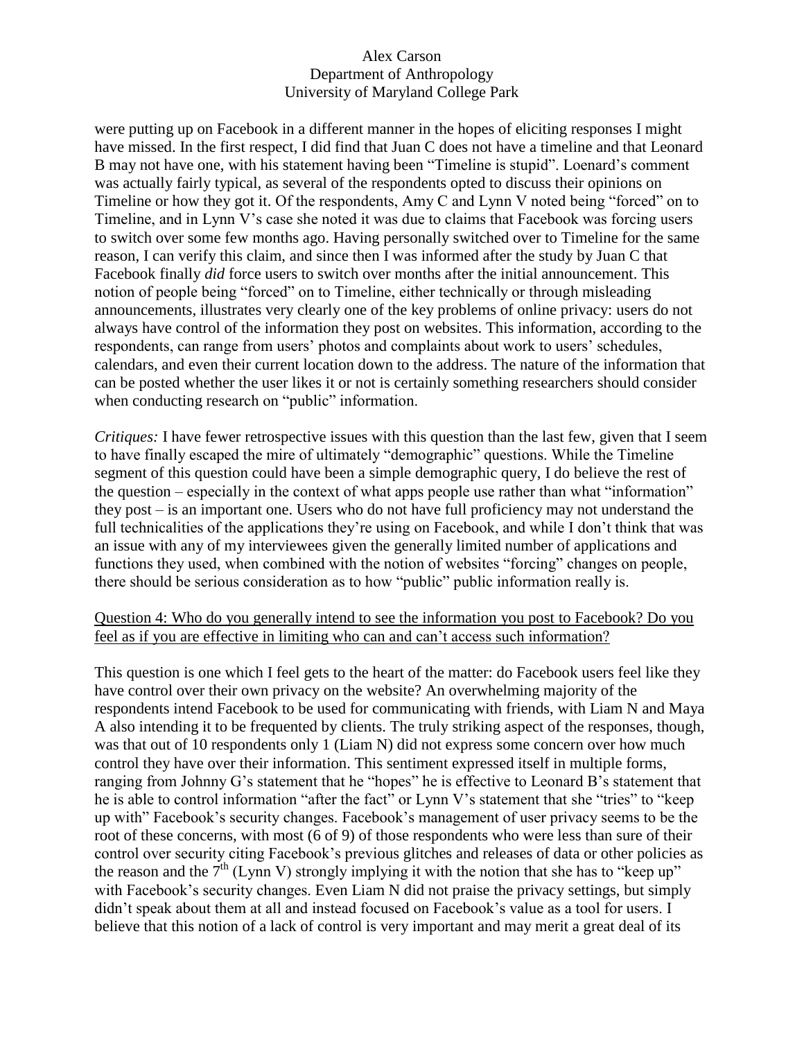were putting up on Facebook in a different manner in the hopes of eliciting responses I might have missed. In the first respect, I did find that Juan C does not have a timeline and that Leonard B may not have one, with his statement having been "Timeline is stupid". Loenard's comment was actually fairly typical, as several of the respondents opted to discuss their opinions on Timeline or how they got it. Of the respondents, Amy C and Lynn V noted being "forced" on to Timeline, and in Lynn V's case she noted it was due to claims that Facebook was forcing users to switch over some few months ago. Having personally switched over to Timeline for the same reason, I can verify this claim, and since then I was informed after the study by Juan C that Facebook finally *did* force users to switch over months after the initial announcement. This notion of people being "forced" on to Timeline, either technically or through misleading announcements, illustrates very clearly one of the key problems of online privacy: users do not always have control of the information they post on websites. This information, according to the respondents, can range from users' photos and complaints about work to users' schedules, calendars, and even their current location down to the address. The nature of the information that can be posted whether the user likes it or not is certainly something researchers should consider when conducting research on "public" information.

*Critiques:* I have fewer retrospective issues with this question than the last few, given that I seem to have finally escaped the mire of ultimately "demographic" questions. While the Timeline segment of this question could have been a simple demographic query, I do believe the rest of the question – especially in the context of what apps people use rather than what "information" they post – is an important one. Users who do not have full proficiency may not understand the full technicalities of the applications they're using on Facebook, and while I don't think that was an issue with any of my interviewees given the generally limited number of applications and functions they used, when combined with the notion of websites "forcing" changes on people, there should be serious consideration as to how "public" public information really is.

<u>Question 4: Who do you generally intend to see the information you post to Facebook? Do you feel as if you are effective in limiting who can and can't access such information?</u>

This question is one which I feel gets to the heart of the matter: do Facebook users feel like they have control over their own privacy on the website? An overwhelming majority of the respondents intend Facebook to be used for communicating with friends, with Liam N and Maya A also intending it to be frequented by clients. The truly striking aspect of the responses, though, was that out of 10 respondents only 1 (Liam N) did not express some concern over how much control they have over their information. This sentiment expressed itself in multiple forms, ranging from Johnny G's statement that he "hopes" he is effective to Leonard B's statement that he is able to control information "after the fact" or Lynn V's statement that she "tries" to "keep up with" Facebook's security changes. Facebook's management of user privacy seems to be the root of these concerns, with most (6 of 9) of those respondents who were less than sure of their control over security citing Facebook's previous glitches and releases of data or other policies as the reason and the 7th (Lynn V) strongly implying it with the notion that she has to "keep up" with Facebook's security changes. Even Liam N did not praise the privacy settings, but simply didn't speak about them at all and instead focused on Facebook's value as a tool for users. I believe that this notion of a lack of control is very important and may merit a great deal of its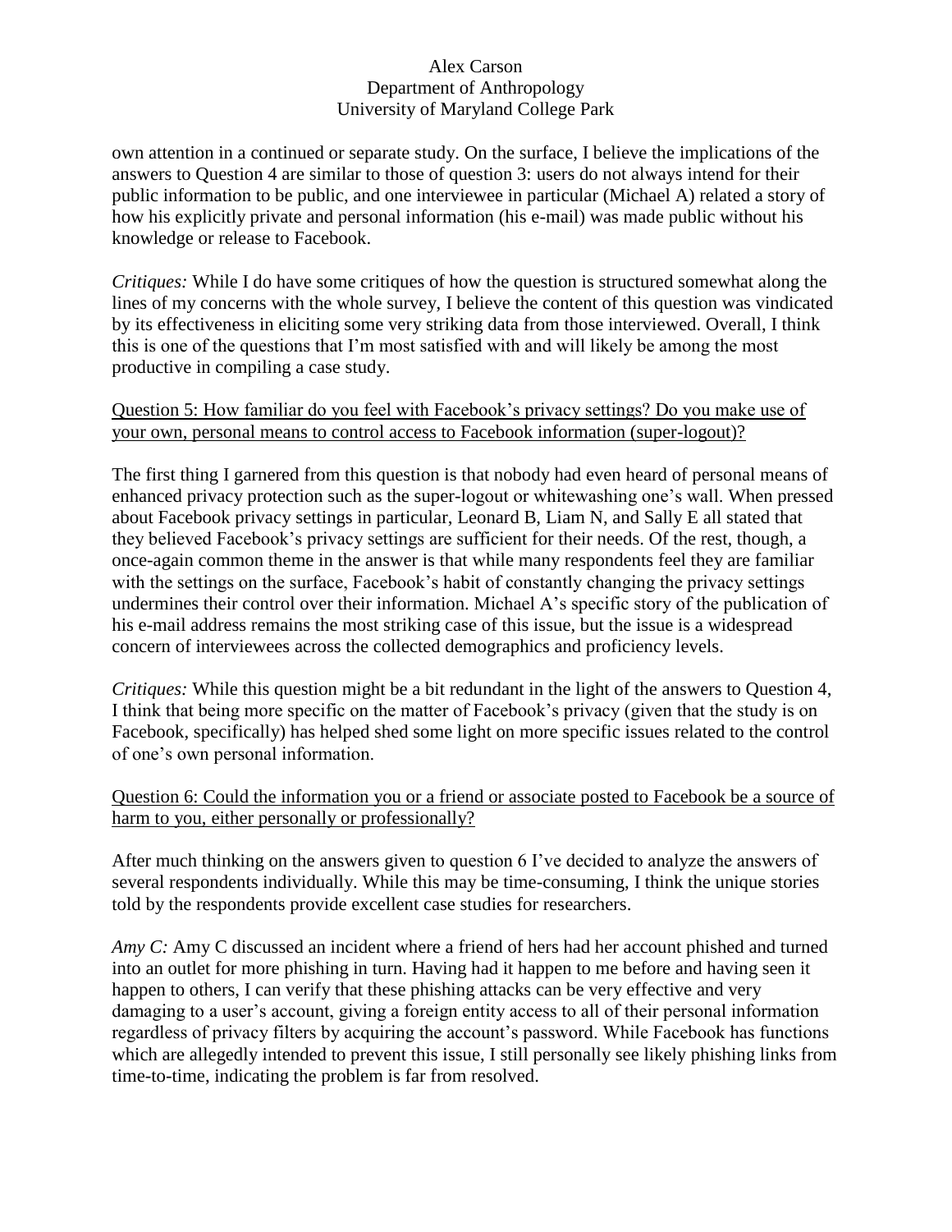own attention in a continued or separate study. On the surface, I believe the implications of the answers to Question 4 are similar to those of question 3: users do not always intend for their public information to be public, and one interviewee in particular (Michael A) related a story of how his explicitly private and personal information (his e-mail) was made public without his knowledge or release to Facebook.

*Critiques:* While I do have some critiques of how the question is structured somewhat along the lines of my concerns with the whole survey, I believe the content of this question was vindicated by its effectiveness in eliciting some very striking data from those interviewed. Overall, I think this is one of the questions that I'm most satisfied with and will likely be among the most productive in compiling a case study.

<u>Question 5: How familiar do you feel with Facebook's privacy settings? Do you make use of your own, personal means to control access to Facebook information (super-logout)?</u>

The first thing I garnered from this question is that nobody had even heard of personal means of enhanced privacy protection such as the super-logout or whitewashing one's wall. When pressed about Facebook privacy settings in particular, Leonard B, Liam N, and Sally E all stated that they believed Facebook's privacy settings are sufficient for their needs. Of the rest, though, a once-again common theme in the answer is that while many respondents feel they are familiar with the settings on the surface, Facebook's habit of constantly changing the privacy settings undermines their control over their information. Michael A's specific story of the publication of his e-mail address remains the most striking case of this issue, but the issue is a widespread concern of interviewees across the collected demographics and proficiency levels.

*Critiques:* While this question might be a bit redundant in the light of the answers to Question 4, I think that being more specific on the matter of Facebook's privacy (given that the study is on Facebook, specifically) has helped shed some light on more specific issues related to the control of one's own personal information.

<u>Question 6: Could the information you or a friend or associate posted to Facebook be a source of harm to you, either personally or professionally?</u>

After much thinking on the answers given to question 6 I've decided to analyze the answers of several respondents individually. While this may be time-consuming, I think the unique stories told by the respondents provide excellent case studies for researchers.

*Amy C:* Amy C discussed an incident where a friend of hers had her account phished and turned into an outlet for more phishing in turn. Having had it happen to me before and having seen it happen to others, I can verify that these phishing attacks can be very effective and very damaging to a user's account, giving a foreign entity access to all of their personal information regardless of privacy filters by acquiring the account's password. While Facebook has functions which are allegedly intended to prevent this issue, I still personally see likely phishing links from time-to-time, indicating the problem is far from resolved.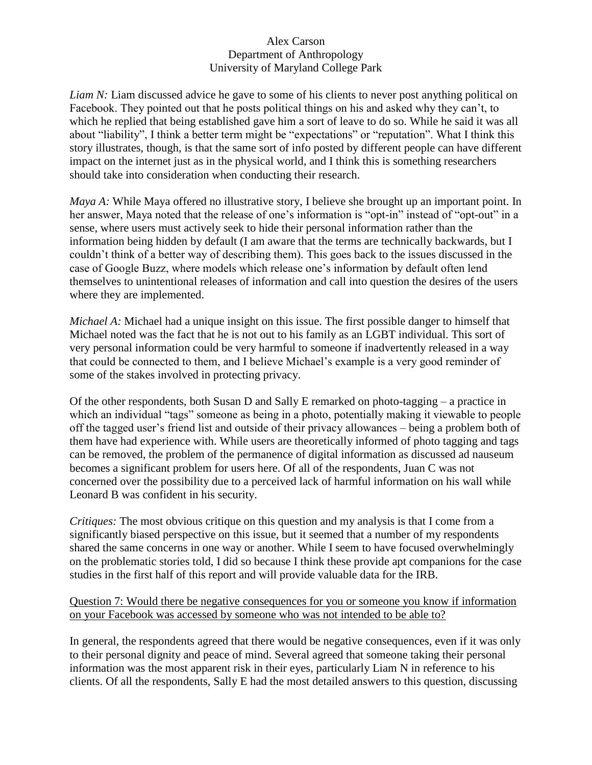Alex Carson
Department of Anthropology
University of Maryland College Park

*Liam N:* Liam discussed advice he gave to some of his clients to never post anything political on Facebook. They pointed out that he posts political things on his and asked why they can't, to which he replied that being established gave him a sort of leave to do so. While he said it was all about "liability", I think a better term might be "expectations" or "reputation". What I think this story illustrates, though, is that the same sort of info posted by different people can have different impact on the internet just as in the physical world, and I think this is something researchers should take into consideration when conducting their research.

*Maya A:* While Maya offered no illustrative story, I believe she brought up an important point. In her answer, Maya noted that the release of one's information is "opt-in" instead of "opt-out" in a sense, where users must actively seek to hide their personal information rather than the information being hidden by default (I am aware that the terms are technically backwards, but I couldn't think of a better way of describing them). This goes back to the issues discussed in the case of Google Buzz, where models which release one's information by default often lend themselves to unintentional releases of information and call into question the desires of the users where they are implemented.

*Michael A:* Michael had a unique insight on this issue. The first possible danger to himself that Michael noted was the fact that he is not out to his family as an LGBT individual. This sort of very personal information could be very harmful to someone if inadvertently released in a way that could be connected to them, and I believe Michael's example is a very good reminder of some of the stakes involved in protecting privacy.

Of the other respondents, both Susan D and Sally E remarked on photo-tagging – a practice in which an individual "tags" someone as being in a photo, potentially making it viewable to people off the tagged user's friend list and outside of their privacy allowances – being a problem both of them have had experience with. While users are theoretically informed of photo tagging and tags can be removed, the problem of the permanence of digital information as discussed ad nauseum becomes a significant problem for users here. Of all of the respondents, Juan C was not concerned over the possibility due to a perceived lack of harmful information on his wall while Leonard B was confident in his security.

*Critiques:* The most obvious critique on this question and my analysis is that I come from a significantly biased perspective on this issue, but it seemed that a number of my respondents shared the same concerns in one way or another. While I seem to have focused overwhelmingly on the problematic stories told, I did so because I think these provide apt companions for the case studies in the first half of this report and will provide valuable data for the IRB.

<u>Question 7: Would there be negative consequences for you or someone you know if information on your Facebook was accessed by someone who was not intended to be able to?</u>

In general, the respondents agreed that there would be negative consequences, even if it was only to their personal dignity and peace of mind. Several agreed that someone taking their personal information was the most apparent risk in their eyes, particularly Liam N in reference to his clients. Of all the respondents, Sally E had the most detailed answers to this question, discussing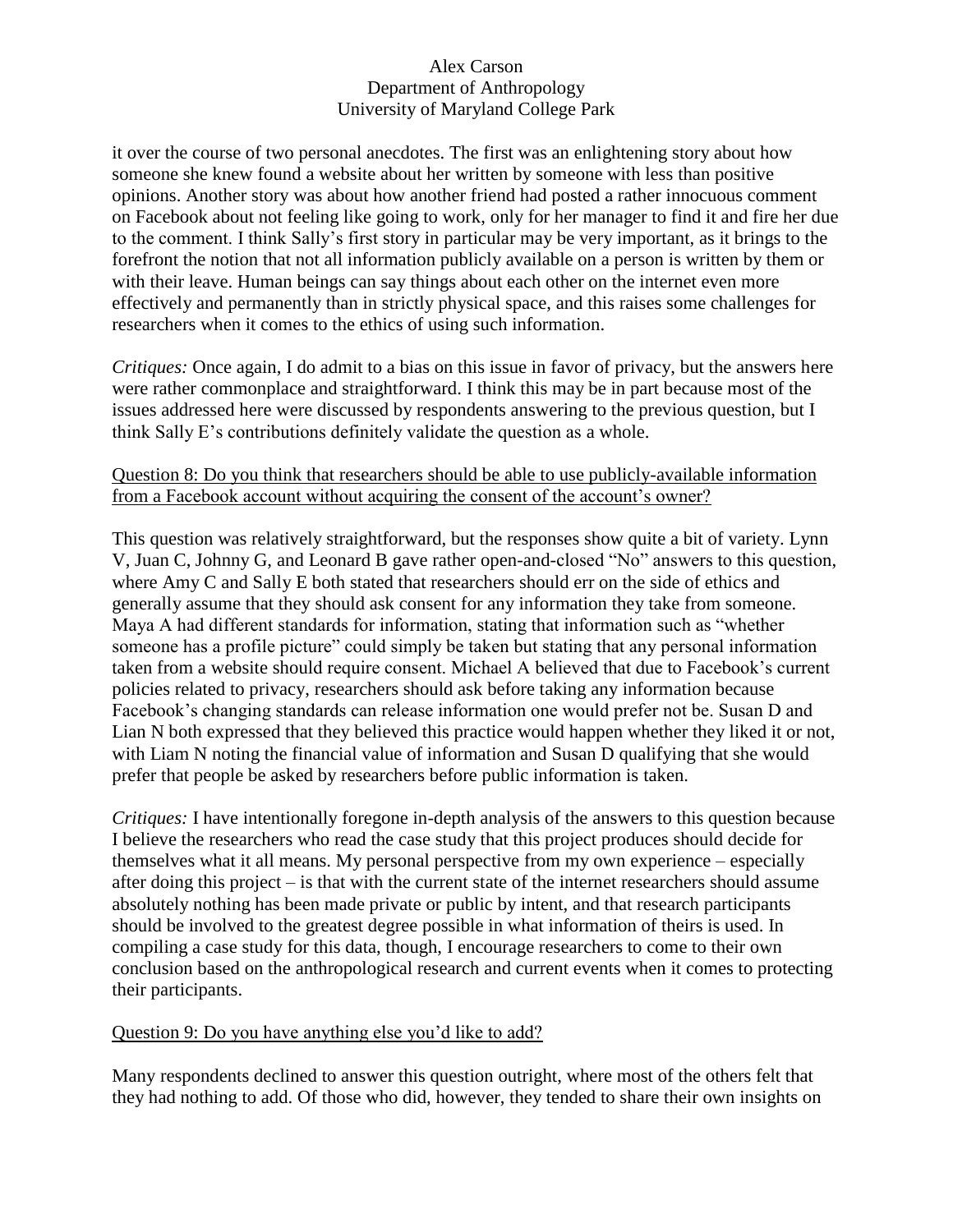it over the course of two personal anecdotes. The first was an enlightening story about how someone she knew found a website about her written by someone with less than positive opinions. Another story was about how another friend had posted a rather innocuous comment on Facebook about not feeling like going to work, only for her manager to find it and fire her due to the comment. I think Sally's first story in particular may be very important, as it brings to the forefront the notion that not all information publicly available on a person is written by them or with their leave. Human beings can say things about each other on the internet even more effectively and permanently than in strictly physical space, and this raises some challenges for researchers when it comes to the ethics of using such information.

*Critiques:* Once again, I do admit to a bias on this issue in favor of privacy, but the answers here were rather commonplace and straightforward. I think this may be in part because most of the issues addressed here were discussed by respondents answering to the previous question, but I think Sally E's contributions definitely validate the question as a whole.

<u>Question 8: Do you think that researchers should be able to use publicly-available information from a Facebook account without acquiring the consent of the account's owner?</u>

This question was relatively straightforward, but the responses show quite a bit of variety. Lynn V, Juan C, Johnny G, and Leonard B gave rather open-and-closed "No" answers to this question, where Amy C and Sally E both stated that researchers should err on the side of ethics and generally assume that they should ask consent for any information they take from someone. Maya A had different standards for information, stating that information such as "whether someone has a profile picture" could simply be taken but stating that any personal information taken from a website should require consent. Michael A believed that due to Facebook's current policies related to privacy, researchers should ask before taking any information because Facebook's changing standards can release information one would prefer not be. Susan D and Lian N both expressed that they believed this practice would happen whether they liked it or not, with Liam N noting the financial value of information and Susan D qualifying that she would prefer that people be asked by researchers before public information is taken.

*Critiques:* I have intentionally foregone in-depth analysis of the answers to this question because I believe the researchers who read the case study that this project produces should decide for themselves what it all means. My personal perspective from my own experience – especially after doing this project – is that with the current state of the internet researchers should assume absolutely nothing has been made private or public by intent, and that research participants should be involved to the greatest degree possible in what information of theirs is used. In compiling a case study for this data, though, I encourage researchers to come to their own conclusion based on the anthropological research and current events when it comes to protecting their participants.

<u>Question 9: Do you have anything else you'd like to add?</u>

Many respondents declined to answer this question outright, where most of the others felt that they had nothing to add. Of those who did, however, they tended to share their own insights on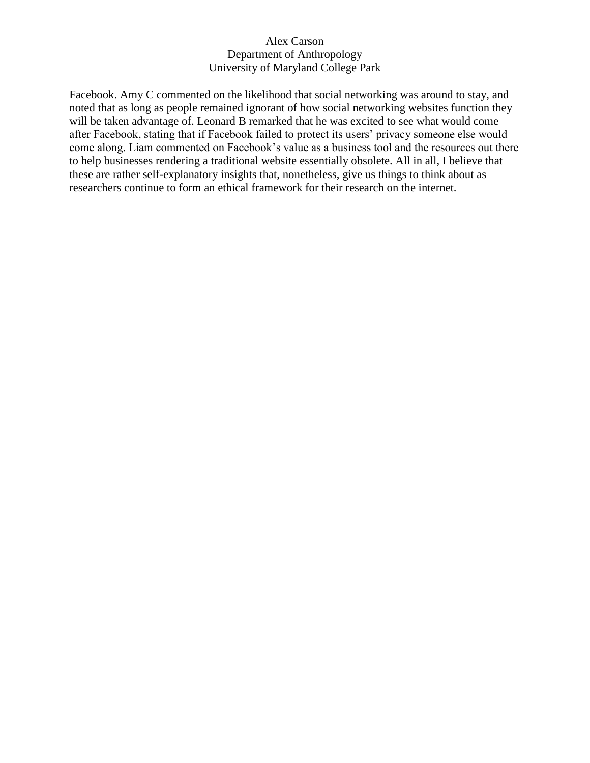Facebook. Amy C commented on the likelihood that social networking was around to stay, and noted that as long as people remained ignorant of how social networking websites function they will be taken advantage of. Leonard B remarked that he was excited to see what would come after Facebook, stating that if Facebook failed to protect its users' privacy someone else would come along. Liam commented on Facebook's value as a business tool and the resources out there to help businesses rendering a traditional website essentially obsolete. All in all, I believe that these are rather self-explanatory insights that, nonetheless, give us things to think about as researchers continue to form an ethical framework for their research on the internet.